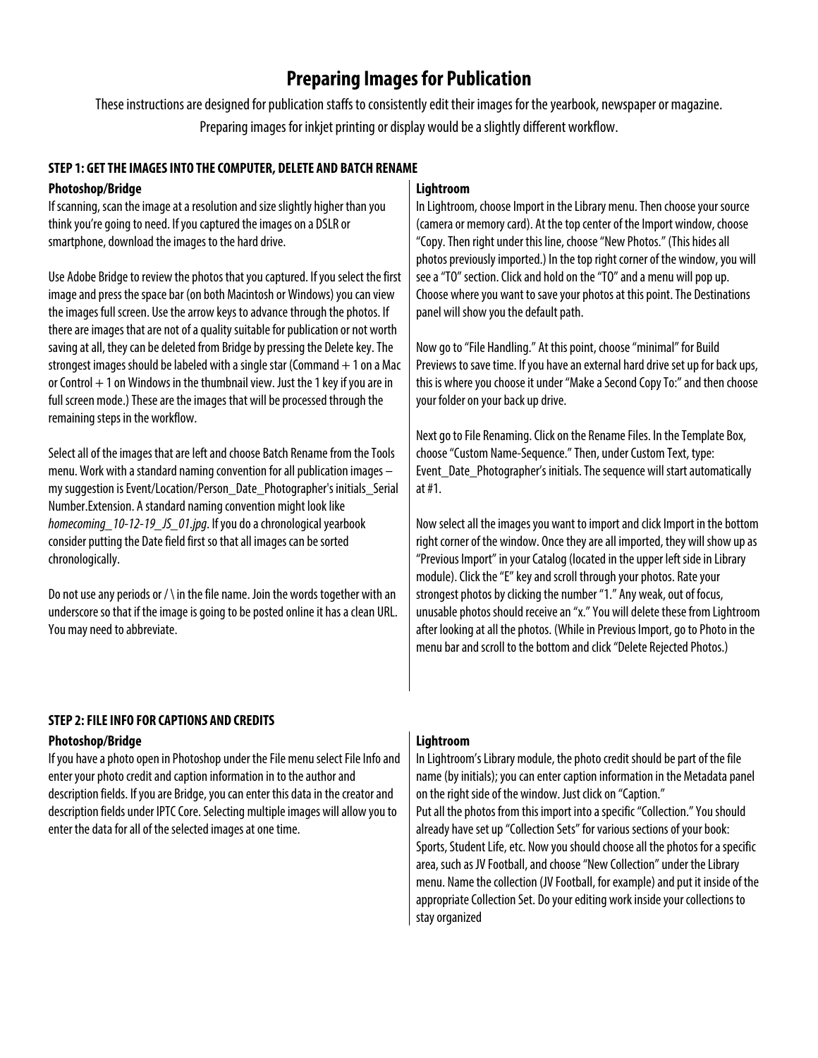# Preparing Images for Publication

These instructions are designed for publication staffs to consistently edit their images for the yearbook, newspaper or magazine. Preparing images for inkjet printing or display would be a slightly different workflow.

## STEP 1: GET THE IMAGES INTO THE COMPUTER, DELETE AND BATCH RENAME

### Photoshop/Bridge

If scanning, scan the image at a resolution and size slightly higher than you think you're going to need. If you captured the images on a DSLR or smartphone, download the images to the hard drive.

Use Adobe Bridge to review the photos that you captured. If you select the first image and press the space bar (on both Macintosh or Windows) you can view the images full screen. Use the arrow keys to advance through the photos. If there are images that are not of a quality suitable for publication or not worth saving at all, they can be deleted from Bridge by pressing the Delete key. The strongest images should be labeled with a single star (Command + 1 on a Mac or Control + 1 on Windows in the thumbnail view. Just the 1 key if you are in full screen mode.) These are the images that will be processed through the remaining steps in the workflow.

Select all of the images that are left and choose Batch Rename from the Tools menu. Work with a standard naming convention for all publication images – my suggestion is Event/Location/Person_Date_Photographer's initials_Serial Number.Extension. A standard naming convention might look like *homecoming_10-12-19_JS_01.jpg*. If you do a chronological yearbook consider putting the Date field first so that all images can be sorted chronologically.

Do not use any periods or / \ in the file name. Join the words together with an underscore so that if the image is going to be posted online it has a clean URL. You may need to abbreviate.

### Lightroom

In Lightroom, choose Import in the Library menu. Then choose your source (camera or memory card). At the top center of the Import window, choose "Copy. Then right under this line, choose "New Photos." (This hides all photos previously imported.) In the top right corner of the window, you will see a "TO" section. Click and hold on the "TO" and a menu will pop up. Choose where you want to save your photos at this point. The Destinations panel will show you the default path.

Now go to "File Handling." At this point, choose "minimal" for Build Previews to save time. If you have an external hard drive set up for back ups, this is where you choose it under "Make a Second Copy To:" and then choose your folder on your back up drive.

Next go to File Renaming. Click on the Rename Files. In the Template Box, choose "Custom Name-Sequence." Then, under Custom Text, type: Event_Date_Photographer's initials. The sequence will start automatically at #1.

Now select all the images you want to import and click Import in the bottom right corner of the window. Once they are all imported, they will show up as "Previous Import" in your Catalog (located in the upper left side in Library module). Click the "E" key and scroll through your photos. Rate your strongest photos by clicking the number "1." Any weak, out of focus, unusable photos should receive an "x." You will delete these from Lightroom after looking at all the photos. (While in Previous Import, go to Photo in the menu bar and scroll to the bottom and click "Delete Rejected Photos.)

## STEP 2: FILE INFO FOR CAPTIONS AND CREDITS

### Photoshop/Bridge

If you have a photo open in Photoshop under the File menu select File Info and enter your photo credit and caption information in to the author and description fields. If you are Bridge, you can enter this data in the creator and description fields under IPTC Core. Selecting multiple images will allow you to enter the data for all of the selected images at one time.

### Lightroom

In Lightroom's Library module, the photo credit should be part of the file name (by initials); you can enter caption information in the Metadata panel on the right side of the window. Just click on "Caption."

Put all the photos from this import into a specific "Collection." You should already have set up "Collection Sets" for various sections of your book: Sports, Student Life, etc. Now you should choose all the photos for a specific area, such as JV Football, and choose "New Collection" under the Library menu. Name the collection (JV Football, for example) and put it inside of the appropriate Collection Set. Do your editing work inside your collections to stay organized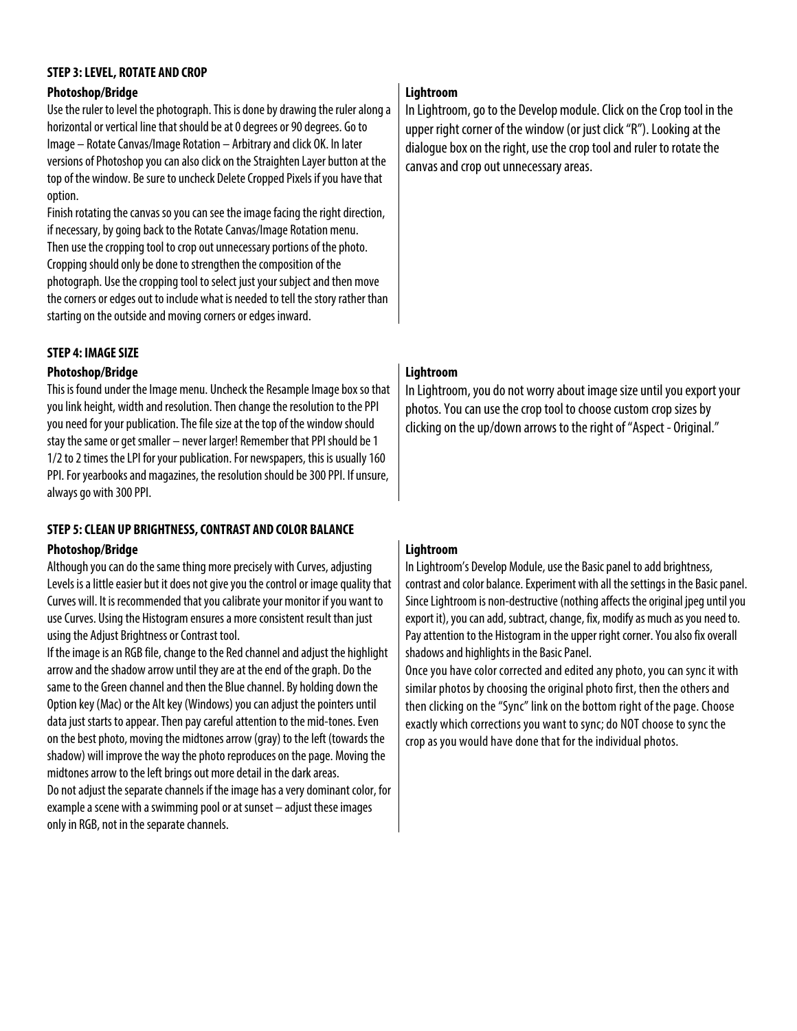### STEP 3: LEVEL, ROTATE AND CROP

#### Photoshop/Bridge

Use the ruler to level the photograph. This is done by drawing the ruler along a horizontal or vertical line that should be at 0 degrees or 90 degrees. Go to Image – Rotate Canvas/Image Rotation – Arbitrary and click OK. In later versions of Photoshop you can also click on the Straighten Layer button at the top of the window. Be sure to uncheck Delete Cropped Pixels if you have that option.

Finish rotating the canvas so you can see the image facing the right direction, if necessary, by going back to the Rotate Canvas/Image Rotation menu.

Then use the cropping tool to crop out unnecessary portions of the photo. Cropping should only be done to strengthen the composition of the photograph. Use the cropping tool to select just your subject and then move the corners or edges out to include what is needed to tell the story rather than starting on the outside and moving corners or edges inward.

#### Lightroom

In Lightroom, go to the Develop module. Click on the Crop tool in the upper right corner of the window (or just click "R"). Looking at the dialogue box on the right, use the crop tool and ruler to rotate the canvas and crop out unnecessary areas.

### STEP 4: IMAGE SIZE

#### Photoshop/Bridge

This is found under the Image menu. Uncheck the Resample Image box so that you link height, width and resolution. Then change the resolution to the PPI you need for your publication. The file size at the top of the window should stay the same or get smaller – never larger! Remember that PPI should be 1 1/2 to 2 times the LPI for your publication. For newspapers, this is usually 160 PPI. For yearbooks and magazines, the resolution should be 300 PPI. If unsure, always go with 300 PPI.

#### Lightroom

In Lightroom, you do not worry about image size until you export your photos. You can use the crop tool to choose custom crop sizes by clicking on the up/down arrows to the right of "Aspect - Original."

### STEP 5: CLEAN UP BRIGHTNESS, CONTRAST AND COLOR BALANCE

#### Photoshop/Bridge

Although you can do the same thing more precisely with Curves, adjusting Levels is a little easier but it does not give you the control or image quality that Curves will. It is recommended that you calibrate your monitor if you want to use Curves. Using the Histogram ensures a more consistent result than just using the Adjust Brightness or Contrast tool.

If the image is an RGB file, change to the Red channel and adjust the highlight arrow and the shadow arrow until they are at the end of the graph. Do the same to the Green channel and then the Blue channel. By holding down the Option key (Mac) or the Alt key (Windows) you can adjust the pointers until data just starts to appear. Then pay careful attention to the mid-tones. Even on the best photo, moving the midtones arrow (gray) to the left (towards the shadow) will improve the way the photo reproduces on the page. Moving the midtones arrow to the left brings out more detail in the dark areas.

Do not adjust the separate channels if the image has a very dominant color, for example a scene with a swimming pool or at sunset – adjust these images only in RGB, not in the separate channels.

#### Lightroom

In Lightroom's Develop Module, use the Basic panel to add brightness, contrast and color balance. Experiment with all the settings in the Basic panel. Since Lightroom is non-destructive (nothing affects the original jpeg until you export it), you can add, subtract, change, fix, modify as much as you need to. Pay attention to the Histogram in the upper right corner. You also fix overall shadows and highlights in the Basic Panel.

Once you have color corrected and edited any photo, you can sync it with similar photos by choosing the original photo first, then the others and then clicking on the "Sync" link on the bottom right of the page. Choose exactly which corrections you want to sync; do NOT choose to sync the crop as you would have done that for the individual photos.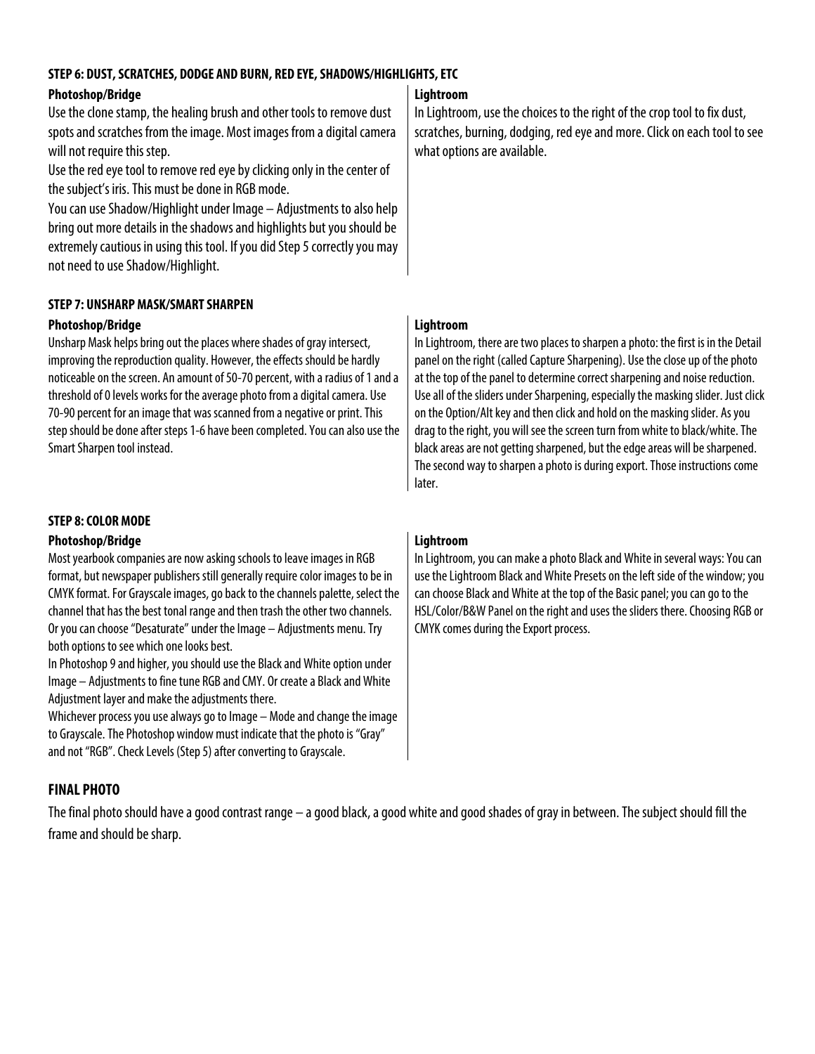### STEP 6: DUST, SCRATCHES, DODGE AND BURN, RED EYE, SHADOWS/HIGHLIGHTS, ETC

**Photoshop/Bridge**

Use the clone stamp, the healing brush and other tools to remove dust spots and scratches from the image. Most images from a digital camera will not require this step.

Use the red eye tool to remove red eye by clicking only in the center of the subject's iris. This must be done in RGB mode.

You can use Shadow/Highlight under Image – Adjustments to also help bring out more details in the shadows and highlights but you should be extremely cautious in using this tool. If you did Step 5 correctly you may not need to use Shadow/Highlight.

**Lightroom**

In Lightroom, use the choices to the right of the crop tool to fix dust, scratches, burning, dodging, red eye and more. Click on each tool to see what options are available.

### STEP 7: UNSHARP MASK/SMART SHARPEN

**Photoshop/Bridge**

Unsharp Mask helps bring out the places where shades of gray intersect, improving the reproduction quality. However, the effects should be hardly noticeable on the screen. An amount of 50-70 percent, with a radius of 1 and a threshold of 0 levels works for the average photo from a digital camera. Use 70-90 percent for an image that was scanned from a negative or print. This step should be done after steps 1-6 have been completed. You can also use the Smart Sharpen tool instead.

**Lightroom**

In Lightroom, there are two places to sharpen a photo: the first is in the Detail panel on the right (called Capture Sharpening). Use the close up of the photo at the top of the panel to determine correct sharpening and noise reduction. Use all of the sliders under Sharpening, especially the masking slider. Just click on the Option/Alt key and then click and hold on the masking slider. As you drag to the right, you will see the screen turn from white to black/white. The black areas are not getting sharpened, but the edge areas will be sharpened. The second way to sharpen a photo is during export. Those instructions come later.

### STEP 8: COLOR MODE

**Photoshop/Bridge**

Most yearbook companies are now asking schools to leave images in RGB format, but newspaper publishers still generally require color images to be in CMYK format. For Grayscale images, go back to the channels palette, select the channel that has the best tonal range and then trash the other two channels. Or you can choose "Desaturate" under the Image – Adjustments menu. Try both options to see which one looks best.

In Photoshop 9 and higher, you should use the Black and White option under Image – Adjustments to fine tune RGB and CMY. Or create a Black and White Adjustment layer and make the adjustments there.

Whichever process you use always go to Image – Mode and change the image to Grayscale. The Photoshop window must indicate that the photo is "Gray" and not "RGB". Check Levels (Step 5) after converting to Grayscale.

**Lightroom**

In Lightroom, you can make a photo Black and White in several ways: You can use the Lightroom Black and White Presets on the left side of the window; you can choose Black and White at the top of the Basic panel; you can go to the HSL/Color/B&W Panel on the right and uses the sliders there. Choosing RGB or CMYK comes during the Export process.

## FINAL PHOTO

The final photo should have a good contrast range – a good black, a good white and good shades of gray in between. The subject should fill the frame and should be sharp.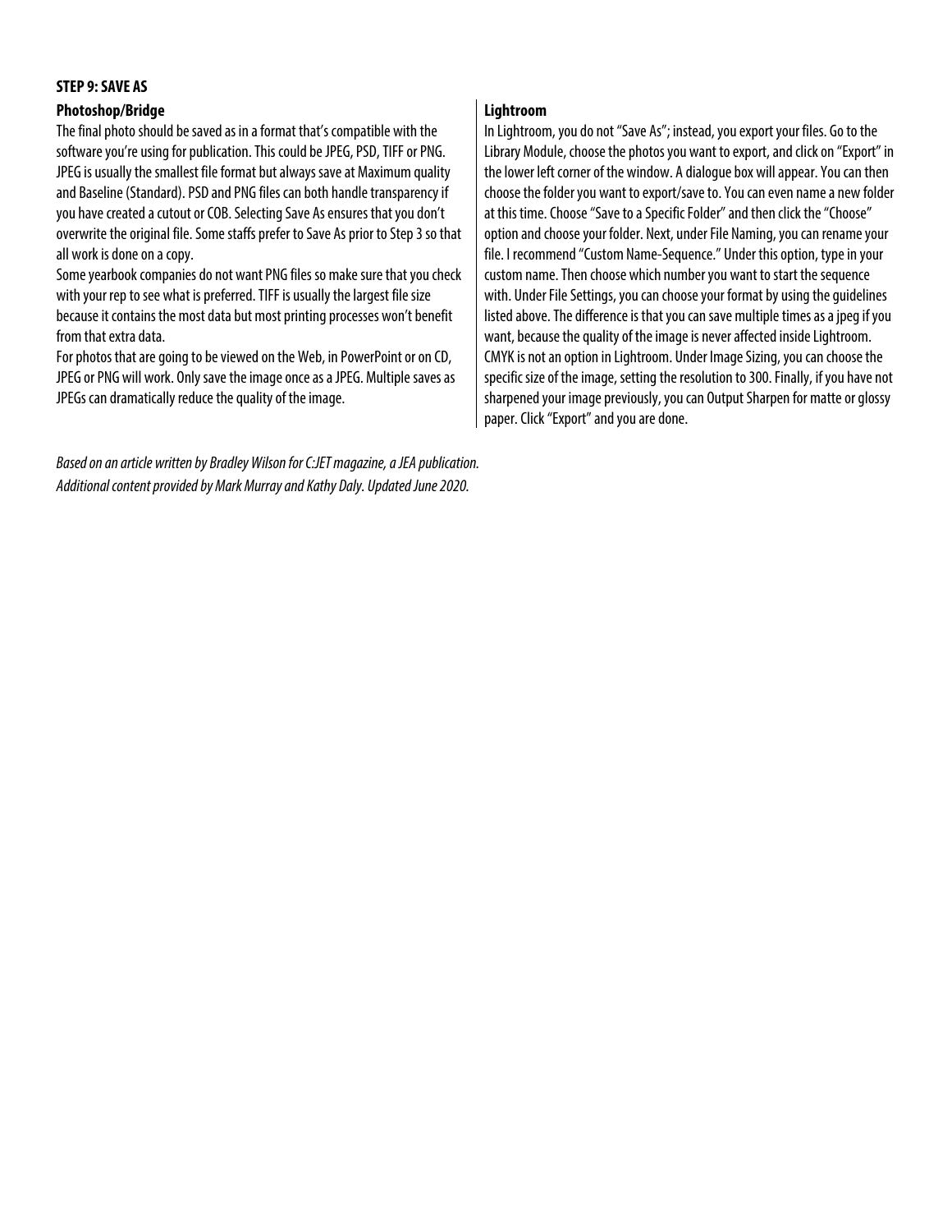**STEP 9: SAVE AS**

**Photoshop/Bridge**

The final photo should be saved as in a format that's compatible with the software you're using for publication. This could be JPEG, PSD, TIFF or PNG. JPEG is usually the smallest file format but always save at Maximum quality and Baseline (Standard). PSD and PNG files can both handle transparency if you have created a cutout or COB. Selecting Save As ensures that you don't overwrite the original file. Some staffs prefer to Save As prior to Step 3 so that all work is done on a copy.

Some yearbook companies do not want PNG files so make sure that you check with your rep to see what is preferred. TIFF is usually the largest file size because it contains the most data but most printing processes won't benefit from that extra data.

For photos that are going to be viewed on the Web, in PowerPoint or on CD, JPEG or PNG will work. Only save the image once as a JPEG. Multiple saves as JPEGs can dramatically reduce the quality of the image.

**Lightroom**

In Lightroom, you do not "Save As"; instead, you export your files. Go to the Library Module, choose the photos you want to export, and click on "Export" in the lower left corner of the window. A dialogue box will appear. You can then choose the folder you want to export/save to. You can even name a new folder at this time. Choose "Save to a Specific Folder" and then click the "Choose" option and choose your folder. Next, under File Naming, you can rename your file. I recommend "Custom Name-Sequence." Under this option, type in your custom name. Then choose which number you want to start the sequence with. Under File Settings, you can choose your format by using the guidelines listed above. The difference is that you can save multiple times as a jpeg if you want, because the quality of the image is never affected inside Lightroom. CMYK is not an option in Lightroom. Under Image Sizing, you can choose the specific size of the image, setting the resolution to 300. Finally, if you have not sharpened your image previously, you can Output Sharpen for matte or glossy paper. Click "Export" and you are done.

*Based on an article written by Bradley Wilson for C:JET magazine, a JEA publication. Additional content provided by Mark Murray and Kathy Daly. Updated June 2020.*